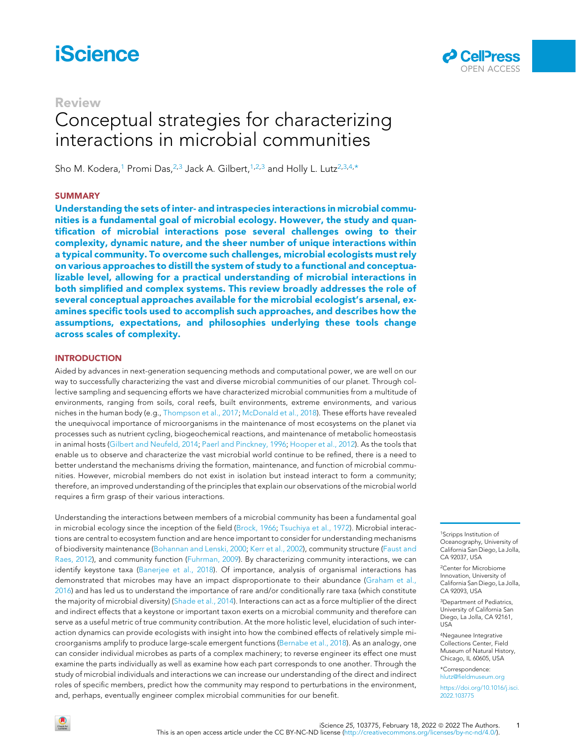Review

# Conceptual strategies for characterizing interactions in microbial communities

Sho M. Kodera,[1] Promi Das,[2,3] Jack A. Gilbert,[1,2,3] and Holly L. Lutz[2,3,4,*]

## SUMMARY

**Understanding the sets of inter- and intraspecies interactions in microbial communities is a fundamental goal of microbial ecology. However, the study and quantification of microbial interactions pose several challenges owing to their complexity, dynamic nature, and the sheer number of unique interactions within a typical community. To overcome such challenges, microbial ecologists must rely on various approaches to distill the system of study to a functional and conceptualizable level, allowing for a practical understanding of microbial interactions in both simplified and complex systems. This review broadly addresses the role of several conceptual approaches available for the microbial ecologist's arsenal, examines specific tools used to accomplish such approaches, and describes how the assumptions, expectations, and philosophies underlying these tools change across scales of complexity.**

## INTRODUCTION

Aided by advances in next-generation sequencing methods and computational power, we are well on our way to successfully characterizing the vast and diverse microbial communities of our planet. Through collective sampling and sequencing efforts we have characterized microbial communities from a multitude of environments, ranging from soils, coral reefs, built environments, extreme environments, and various niches in the human body (e.g., Thompson et al., 2017; McDonald et al., 2018). These efforts have revealed the unequivocal importance of microorganisms in the maintenance of most ecosystems on the planet via processes such as nutrient cycling, biogeochemical reactions, and maintenance of metabolic homeostasis in animal hosts (Gilbert and Neufeld, 2014; Paerl and Pinckney, 1996; Hooper et al., 2012). As the tools that enable us to observe and characterize the vast microbial world continue to be refined, there is a need to better understand the mechanisms driving the formation, maintenance, and function of microbial communities. However, microbial members do not exist in isolation but instead interact to form a community; therefore, an improved understanding of the principles that explain our observations of the microbial world requires a firm grasp of their various interactions.

Understanding the interactions between members of a microbial community has been a fundamental goal in microbial ecology since the inception of the field (Brock, 1966; Tsuchiya et al., 1972). Microbial interactions are central to ecosystem function and are hence important to consider for understanding mechanisms of biodiversity maintenance (Bohannan and Lenski, 2000; Kerr et al., 2002), community structure (Faust and Raes, 2012), and community function (Fuhrman, 2009). By characterizing community interactions, we can identify keystone taxa (Banerjee et al., 2018). Of importance, analysis of organismal interactions has demonstrated that microbes may have an impact disproportionate to their abundance (Graham et al., 2016) and has led us to understand the importance of rare and/or conditionally rare taxa (which constitute the majority of microbial diversity) (Shade et al., 2014). Interactions can act as a force multiplier of the direct and indirect effects that a keystone or important taxon exerts on a microbial community and therefore can serve as a useful metric of true community contribution. At the more holistic level, elucidation of such interaction dynamics can provide ecologists with insight into how the combined effects of relatively simple microorganisms amplify to produce large-scale emergent functions (Bernabe et al., 2018). As an analogy, one can consider individual microbes as parts of a complex machinery; to reverse engineer its effect one must examine the parts individually as well as examine how each part corresponds to one another. Through the study of microbial individuals and interactions we can increase our understanding of the direct and indirect roles of specific members, predict how the community may respond to perturbations in the environment, and, perhaps, eventually engineer complex microbial communities for our benefit.

[1]Scripps Institution of Oceanography, University of California San Diego, La Jolla, CA 92037, USA

[2]Center for Microbiome Innovation, University of California San Diego, La Jolla, CA 92093, USA

[3]Department of Pediatrics, University of California San Diego, La Jolla, CA 92161, USA

[4]Negaunee Integrative Collections Center, Field Museum of Natural History, Chicago, IL 60605, USA

*Correspondence: hlutz@fieldmuseum.org

https://doi.org/10.1016/j.isci.2022.103775

This is an open access article under the CC BY-NC-ND license (http://creativecommons.org/licenses/by-nc-nd/4.0/).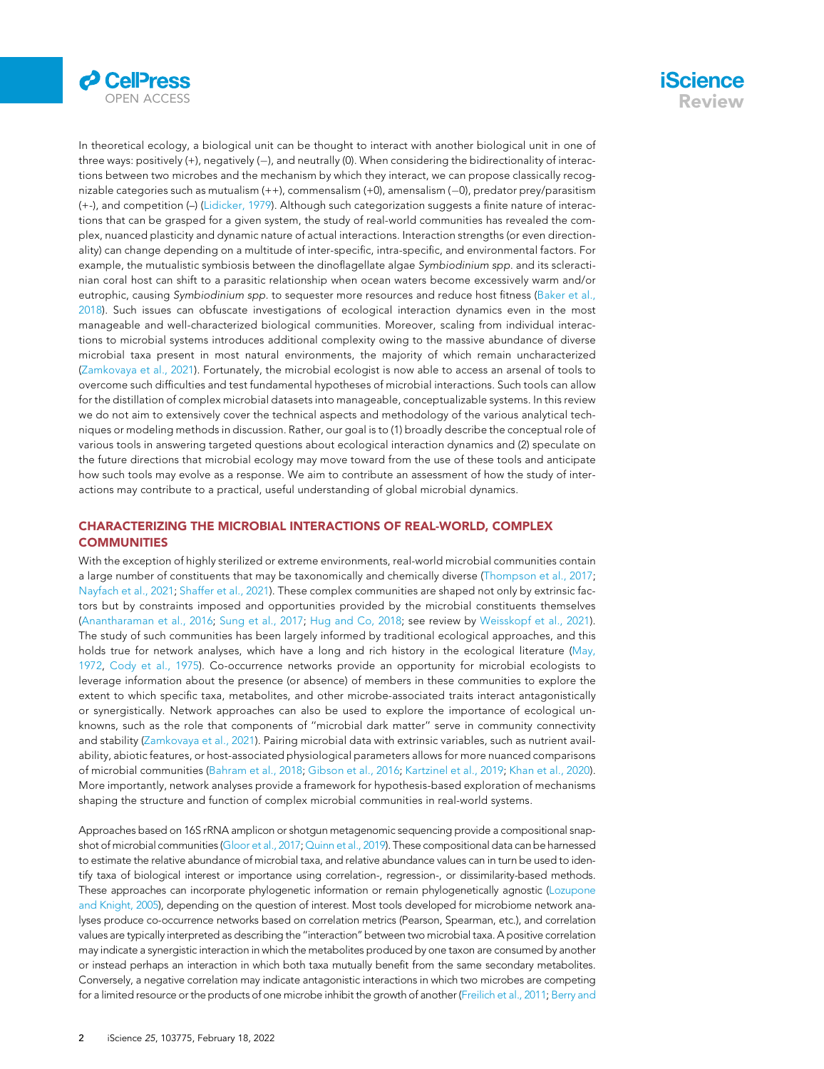In theoretical ecology, a biological unit can be thought to interact with another biological unit in one of three ways: positively (+), negatively (−), and neutrally (0). When considering the bidirectionality of interactions between two microbes and the mechanism by which they interact, we can propose classically recognizable categories such as mutualism (++), commensalism (+0), amensalism (−0), predator prey/parasitism (+-), and competition (–) (Lidicker, 1979). Although such categorization suggests a finite nature of interactions that can be grasped for a given system, the study of real-world communities has revealed the complex, nuanced plasticity and dynamic nature of actual interactions. Interaction strengths (or even directionality) can change depending on a multitude of inter-specific, intra-specific, and environmental factors. For example, the mutualistic symbiosis between the dinoflagellate algae *Symbiodinium spp.* and its scleractinian coral host can shift to a parasitic relationship when ocean waters become excessively warm and/or eutrophic, causing *Symbiodinium spp.* to sequester more resources and reduce host fitness (Baker et al., 2018). Such issues can obfuscate investigations of ecological interaction dynamics even in the most manageable and well-characterized biological communities. Moreover, scaling from individual interactions to microbial systems introduces additional complexity owing to the massive abundance of diverse microbial taxa present in most natural environments, the majority of which remain uncharacterized (Zamkovaya et al., 2021). Fortunately, the microbial ecologist is now able to access an arsenal of tools to overcome such difficulties and test fundamental hypotheses of microbial interactions. Such tools can allow for the distillation of complex microbial datasets into manageable, conceptualizable systems. In this review we do not aim to extensively cover the technical aspects and methodology of the various analytical techniques or modeling methods in discussion. Rather, our goal is to (1) broadly describe the conceptual role of various tools in answering targeted questions about ecological interaction dynamics and (2) speculate on the future directions that microbial ecology may move toward from the use of these tools and anticipate how such tools may evolve as a response. We aim to contribute an assessment of how the study of interactions may contribute to a practical, useful understanding of global microbial dynamics.

## CHARACTERIZING THE MICROBIAL INTERACTIONS OF REAL-WORLD, COMPLEX COMMUNITIES

With the exception of highly sterilized or extreme environments, real-world microbial communities contain a large number of constituents that may be taxonomically and chemically diverse (Thompson et al., 2017; Nayfach et al., 2021; Shaffer et al., 2021). These complex communities are shaped not only by extrinsic factors but by constraints imposed and opportunities provided by the microbial constituents themselves (Anantharaman et al., 2016; Sung et al., 2017; Hug and Co, 2018; see review by Weisskopf et al., 2021). The study of such communities has been largely informed by traditional ecological approaches, and this holds true for network analyses, which have a long and rich history in the ecological literature (May, 1972, Cody et al., 1975). Co-occurrence networks provide an opportunity for microbial ecologists to leverage information about the presence (or absence) of members in these communities to explore the extent to which specific taxa, metabolites, and other microbe-associated traits interact antagonistically or synergistically. Network approaches can also be used to explore the importance of ecological unknowns, such as the role that components of "microbial dark matter" serve in community connectivity and stability (Zamkovaya et al., 2021). Pairing microbial data with extrinsic variables, such as nutrient availability, abiotic features, or host-associated physiological parameters allows for more nuanced comparisons of microbial communities (Bahram et al., 2018; Gibson et al., 2016; Kartzinel et al., 2019; Khan et al., 2020). More importantly, network analyses provide a framework for hypothesis-based exploration of mechanisms shaping the structure and function of complex microbial communities in real-world systems.

Approaches based on 16S rRNA amplicon or shotgun metagenomic sequencing provide a compositional snapshot of microbial communities (Gloor et al., 2017; Quinn et al., 2019). These compositional data can be harnessed to estimate the relative abundance of microbial taxa, and relative abundance values can in turn be used to identify taxa of biological interest or importance using correlation-, regression-, or dissimilarity-based methods. These approaches can incorporate phylogenetic information or remain phylogenetically agnostic (Lozupone and Knight, 2005), depending on the question of interest. Most tools developed for microbiome network analyses produce co-occurrence networks based on correlation metrics (Pearson, Spearman, etc.), and correlation values are typically interpreted as describing the "interaction" between two microbial taxa. A positive correlation may indicate a synergistic interaction in which the metabolites produced by one taxon are consumed by another or instead perhaps an interaction in which both taxa mutually benefit from the same secondary metabolites. Conversely, a negative correlation may indicate antagonistic interactions in which two microbes are competing for a limited resource or the products of one microbe inhibit the growth of another (Freilich et al., 2011; Berry and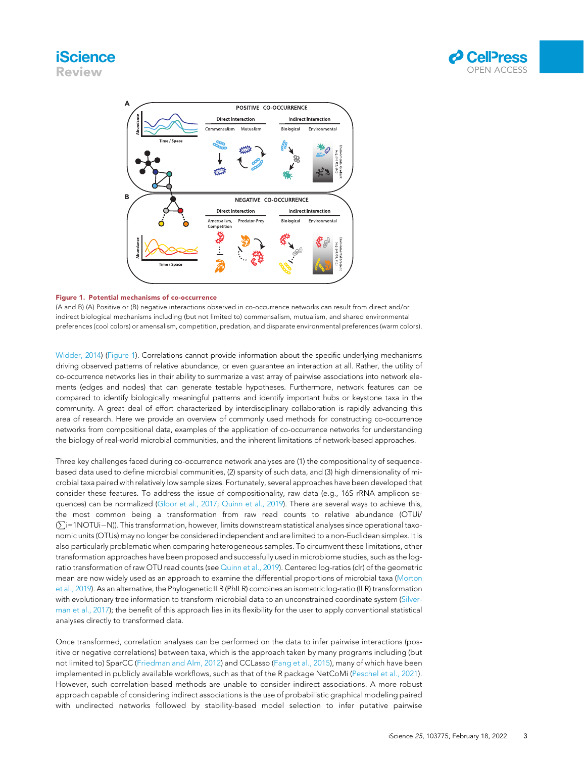Figure 1. Potential mechanisms of co-occurrence

(A and B) (A) Positive or (B) negative interactions observed in co-occurrence networks can result from direct and/or indirect biological mechanisms including (but not limited to) commensalism, mutualism, and shared environmental preferences (cool colors) or amensalism, competition, predation, and disparate environmental preferences (warm colors).

Widder, 2014) (Figure 1). Correlations cannot provide information about the specific underlying mechanisms driving observed patterns of relative abundance, or even guarantee an interaction at all. Rather, the utility of co-occurrence networks lies in their ability to summarize a vast array of pairwise associations into network elements (edges and nodes) that can generate testable hypotheses. Furthermore, network features can be compared to identify biologically meaningful patterns and identify important hubs or keystone taxa in the community. A great deal of effort characterized by interdisciplinary collaboration is rapidly advancing this area of research. Here we provide an overview of commonly used methods for constructing co-occurrence networks from compositional data, examples of the application of co-occurrence networks for understanding the biology of real-world microbial communities, and the inherent limitations of network-based approaches.

Three key challenges faced during co-occurrence network analyses are (1) the compositionality of sequence-based data used to define microbial communities, (2) sparsity of such data, and (3) high dimensionality of microbial taxa paired with relatively low sample sizes. Fortunately, several approaches have been developed that consider these features. To address the issue of compositionality, raw data (e.g., 16S rRNA amplicon sequences) can be normalized (Gloor et al., 2017; Quinn et al., 2019). There are several ways to achieve this, the most common being a transformation from raw read counts to relative abundance ($OTU_i/(\sum_{i=1}^{N} OTU_i - N)$). This transformation, however, limits downstream statistical analyses since operational taxonomic units (OTUs) may no longer be considered independent and are limited to a non-Euclidean simplex. It is also particularly problematic when comparing heterogeneous samples. To circumvent these limitations, other transformation approaches have been proposed and successfully used in microbiome studies, such as the log-ratio transformation of raw OTU read counts (see Quinn et al., 2019). Centered log-ratios (clr) of the geometric mean are now widely used as an approach to examine the differential proportions of microbial taxa (Morton et al., 2019). As an alternative, the Phylogenetic ILR (PhILR) combines an isometric log-ratio (ILR) transformation with evolutionary tree information to transform microbial data to an unconstrained coordinate system (Silverman et al., 2017); the benefit of this approach lies in its flexibility for the user to apply conventional statistical analyses directly to transformed data.

Once transformed, correlation analyses can be performed on the data to infer pairwise interactions (positive or negative correlations) between taxa, which is the approach taken by many programs including (but not limited to) SparCC (Friedman and Alm, 2012) and CCLasso (Fang et al., 2015), many of which have been implemented in publicly available workflows, such as that of the R package NetCoMi (Peschel et al., 2021). However, such correlation-based methods are unable to consider indirect associations. A more robust approach capable of considering indirect associations is the use of probabilistic graphical modeling paired with undirected networks followed by stability-based model selection to infer putative pairwise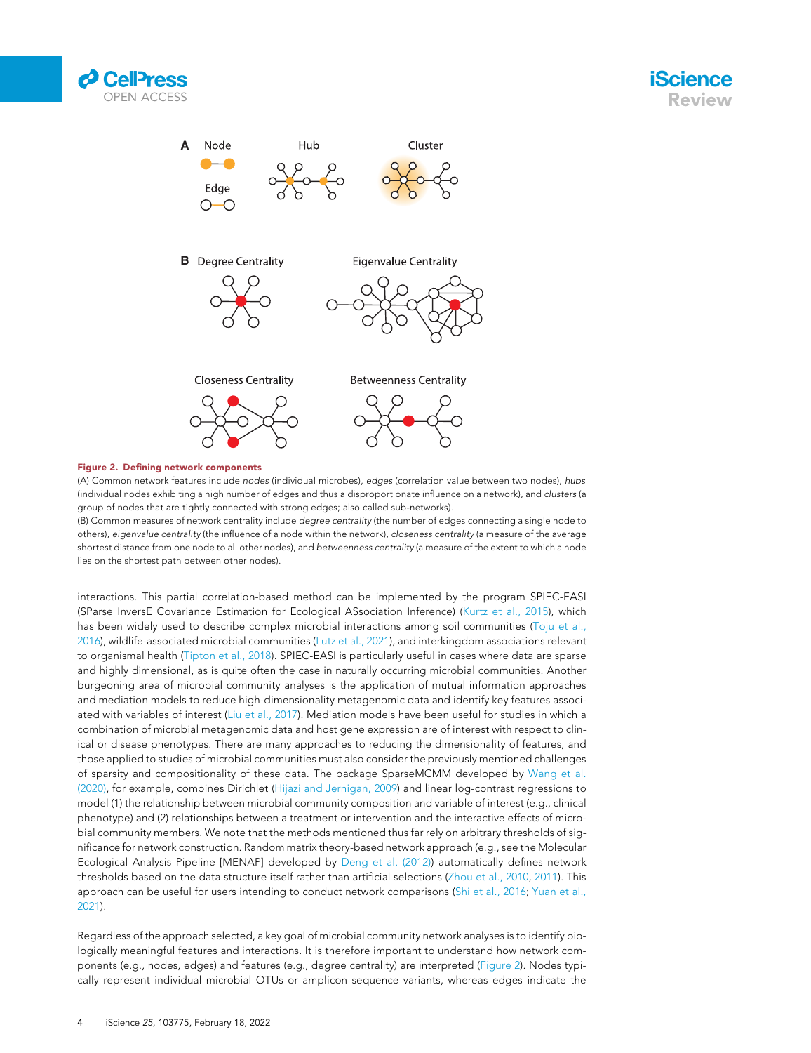**Figure 2. Defining network components**

(A) Common network features include *nodes* (individual microbes), *edges* (correlation value between two nodes), *hubs* (individual nodes exhibiting a high number of edges and thus a disproportionate influence on a network), and *clusters* (a group of nodes that are tightly connected with strong edges; also called sub-networks).

(B) Common measures of network centrality include *degree centrality* (the number of edges connecting a single node to others), *eigenvalue centrality* (the influence of a node within the network), *closeness centrality* (a measure of the average shortest distance from one node to all other nodes), and *betweenness centrality* (a measure of the extent to which a node lies on the shortest path between other nodes).

interactions. This partial correlation-based method can be implemented by the program SPIEC-EASI (SParse InversE Covariance Estimation for Ecological ASsociation Inference) (Kurtz et al., 2015), which has been widely used to describe complex microbial interactions among soil communities (Toju et al., 2016), wildlife-associated microbial communities (Lutz et al., 2021), and interkingdom associations relevant to organismal health (Tipton et al., 2018). SPIEC-EASI is particularly useful in cases where data are sparse and highly dimensional, as is quite often the case in naturally occurring microbial communities. Another burgeoning area of microbial community analyses is the application of mutual information approaches and mediation models to reduce high-dimensionality metagenomic data and identify key features associated with variables of interest (Liu et al., 2017). Mediation models have been useful for studies in which a combination of microbial metagenomic data and host gene expression are of interest with respect to clinical or disease phenotypes. There are many approaches to reducing the dimensionality of features, and those applied to studies of microbial communities must also consider the previously mentioned challenges of sparsity and compositionality of these data. The package SparseMCMM developed by Wang et al. (2020), for example, combines Dirichlet (Hijazi and Jernigan, 2009) and linear log-contrast regressions to model (1) the relationship between microbial community composition and variable of interest (e.g., clinical phenotype) and (2) relationships between a treatment or intervention and the interactive effects of microbial community members. We note that the methods mentioned thus far rely on arbitrary thresholds of significance for network construction. Random matrix theory-based network approach (e.g., see the Molecular Ecological Analysis Pipeline [MENAP] developed by Deng et al. (2012)) automatically defines network thresholds based on the data structure itself rather than artificial selections (Zhou et al., 2010, 2011). This approach can be useful for users intending to conduct network comparisons (Shi et al., 2016; Yuan et al., 2021).

Regardless of the approach selected, a key goal of microbial community network analyses is to identify biologically meaningful features and interactions. It is therefore important to understand how network components (e.g., nodes, edges) and features (e.g., degree centrality) are interpreted (Figure 2). Nodes typically represent individual microbial OTUs or amplicon sequence variants, whereas edges indicate the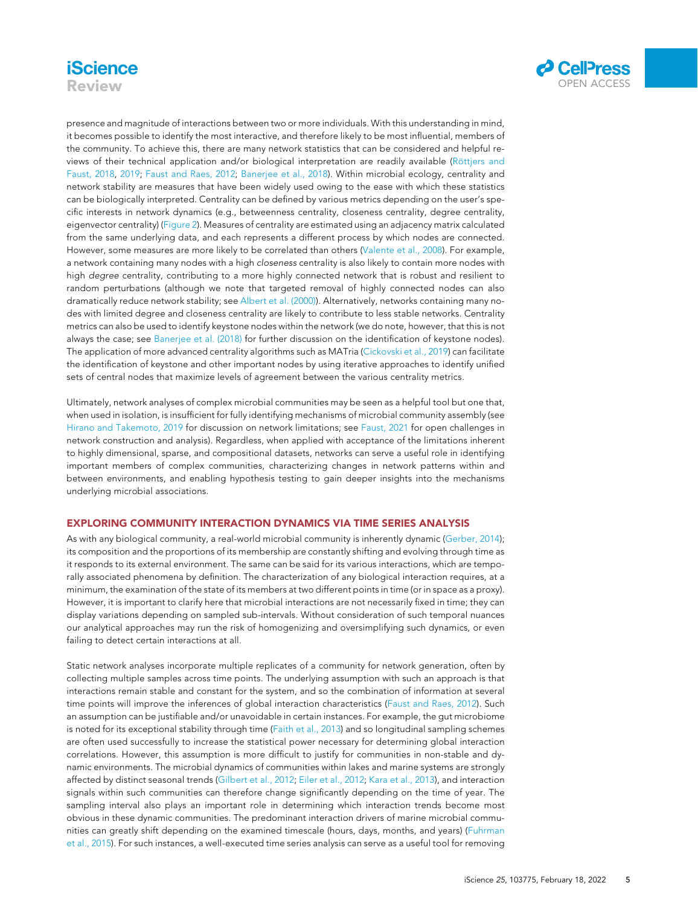presence and magnitude of interactions between two or more individuals. With this understanding in mind, it becomes possible to identify the most interactive, and therefore likely to be most influential, members of the community. To achieve this, there are many network statistics that can be considered and helpful reviews of their technical application and/or biological interpretation are readily available (Röttjers and Faust, 2018, 2019; Faust and Raes, 2012; Banerjee et al., 2018). Within microbial ecology, centrality and network stability are measures that have been widely used owing to the ease with which these statistics can be biologically interpreted. Centrality can be defined by various metrics depending on the user's specific interests in network dynamics (e.g., betweenness centrality, closeness centrality, degree centrality, eigenvector centrality) (Figure 2). Measures of centrality are estimated using an adjacency matrix calculated from the same underlying data, and each represents a different process by which nodes are connected. However, some measures are more likely to be correlated than others (Valente et al., 2008). For example, a network containing many nodes with a high *closeness* centrality is also likely to contain more nodes with high *degree* centrality, contributing to a more highly connected network that is robust and resilient to random perturbations (although we note that targeted removal of highly connected nodes can also dramatically reduce network stability; see Albert et al. (2000)). Alternatively, networks containing many nodes with limited degree and closeness centrality are likely to contribute to less stable networks. Centrality metrics can also be used to identify keystone nodes within the network (we do note, however, that this is not always the case; see Banerjee et al. (2018) for further discussion on the identification of keystone nodes). The application of more advanced centrality algorithms such as MATria (Cickovski et al., 2019) can facilitate the identification of keystone and other important nodes by using iterative approaches to identify unified sets of central nodes that maximize levels of agreement between the various centrality metrics.

Ultimately, network analyses of complex microbial communities may be seen as a helpful tool but one that, when used in isolation, is insufficient for fully identifying mechanisms of microbial community assembly (see Hirano and Takemoto, 2019 for discussion on network limitations; see Faust, 2021 for open challenges in network construction and analysis). Regardless, when applied with acceptance of the limitations inherent to highly dimensional, sparse, and compositional datasets, networks can serve a useful role in identifying important members of complex communities, characterizing changes in network patterns within and between environments, and enabling hypothesis testing to gain deeper insights into the mechanisms underlying microbial associations.

## EXPLORING COMMUNITY INTERACTION DYNAMICS VIA TIME SERIES ANALYSIS

As with any biological community, a real-world microbial community is inherently dynamic (Gerber, 2014); its composition and the proportions of its membership are constantly shifting and evolving through time as it responds to its external environment. The same can be said for its various interactions, which are temporally associated phenomena by definition. The characterization of any biological interaction requires, at a minimum, the examination of the state of its members at two different points in time (or in space as a proxy). However, it is important to clarify here that microbial interactions are not necessarily fixed in time; they can display variations depending on sampled sub-intervals. Without consideration of such temporal nuances our analytical approaches may run the risk of homogenizing and oversimplifying such dynamics, or even failing to detect certain interactions at all.

Static network analyses incorporate multiple replicates of a community for network generation, often by collecting multiple samples across time points. The underlying assumption with such an approach is that interactions remain stable and constant for the system, and so the combination of information at several time points will improve the inferences of global interaction characteristics (Faust and Raes, 2012). Such an assumption can be justifiable and/or unavoidable in certain instances. For example, the gut microbiome is noted for its exceptional stability through time (Faith et al., 2013) and so longitudinal sampling schemes are often used successfully to increase the statistical power necessary for determining global interaction correlations. However, this assumption is more difficult to justify for communities in non-stable and dynamic environments. The microbial dynamics of communities within lakes and marine systems are strongly affected by distinct seasonal trends (Gilbert et al., 2012; Eiler et al., 2012; Kara et al., 2013), and interaction signals within such communities can therefore change significantly depending on the time of year. The sampling interval also plays an important role in determining which interaction trends become most obvious in these dynamic communities. The predominant interaction drivers of marine microbial communities can greatly shift depending on the examined timescale (hours, days, months, and years) (Fuhrman et al., 2015). For such instances, a well-executed time series analysis can serve as a useful tool for removing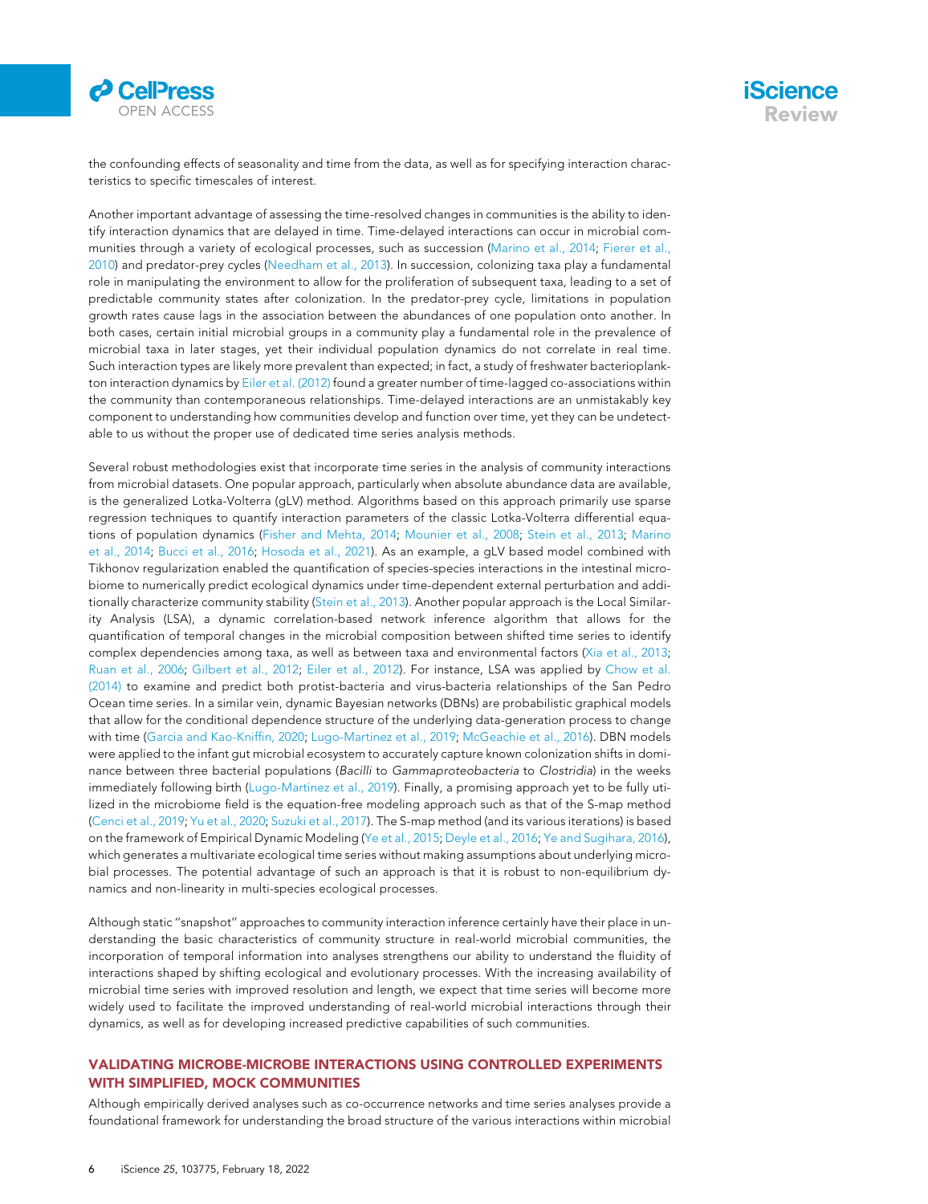the confounding effects of seasonality and time from the data, as well as for specifying interaction characteristics to specific timescales of interest.

Another important advantage of assessing the time-resolved changes in communities is the ability to identify interaction dynamics that are delayed in time. Time-delayed interactions can occur in microbial communities through a variety of ecological processes, such as succession (Marino et al., 2014; Fierer et al., 2010) and predator-prey cycles (Needham et al., 2013). In succession, colonizing taxa play a fundamental role in manipulating the environment to allow for the proliferation of subsequent taxa, leading to a set of predictable community states after colonization. In the predator-prey cycle, limitations in population growth rates cause lags in the association between the abundances of one population onto another. In both cases, certain initial microbial groups in a community play a fundamental role in the prevalence of microbial taxa in later stages, yet their individual population dynamics do not correlate in real time. Such interaction types are likely more prevalent than expected; in fact, a study of freshwater bacterioplankton interaction dynamics by Eiler et al. (2012) found a greater number of time-lagged co-associations within the community than contemporaneous relationships. Time-delayed interactions are an unmistakably key component to understanding how communities develop and function over time, yet they can be undetectable to us without the proper use of dedicated time series analysis methods.

Several robust methodologies exist that incorporate time series in the analysis of community interactions from microbial datasets. One popular approach, particularly when absolute abundance data are available, is the generalized Lotka-Volterra (gLV) method. Algorithms based on this approach primarily use sparse regression techniques to quantify interaction parameters of the classic Lotka-Volterra differential equations of population dynamics (Fisher and Mehta, 2014; Mounier et al., 2008; Stein et al., 2013; Marino et al., 2014; Bucci et al., 2016; Hosoda et al., 2021). As an example, a gLV based model combined with Tikhonov regularization enabled the quantification of species-species interactions in the intestinal microbiome to numerically predict ecological dynamics under time-dependent external perturbation and additionally characterize community stability (Stein et al., 2013). Another popular approach is the Local Similarity Analysis (LSA), a dynamic correlation-based network inference algorithm that allows for the quantification of temporal changes in the microbial composition between shifted time series to identify complex dependencies among taxa, as well as between taxa and environmental factors (Xia et al., 2013; Ruan et al., 2006; Gilbert et al., 2012; Eiler et al., 2012). For instance, LSA was applied by Chow et al. (2014) to examine and predict both protist-bacteria and virus-bacteria relationships of the San Pedro Ocean time series. In a similar vein, dynamic Bayesian networks (DBNs) are probabilistic graphical models that allow for the conditional dependence structure of the underlying data-generation process to change with time (Garcia and Kao-Kniffin, 2020; Lugo-Martinez et al., 2019; McGeachie et al., 2016). DBN models were applied to the infant gut microbial ecosystem to accurately capture known colonization shifts in dominance between three bacterial populations (*Bacilli* to *Gammaproteobacteria* to *Clostridia*) in the weeks immediately following birth (Lugo-Martinez et al., 2019). Finally, a promising approach yet to be fully utilized in the microbiome field is the equation-free modeling approach such as that of the S-map method (Cenci et al., 2019; Yu et al., 2020; Suzuki et al., 2017). The S-map method (and its various iterations) is based on the framework of Empirical Dynamic Modeling (Ye et al., 2015; Deyle et al., 2016; Ye and Sugihara, 2016), which generates a multivariate ecological time series without making assumptions about underlying microbial processes. The potential advantage of such an approach is that it is robust to non-equilibrium dynamics and non-linearity in multi-species ecological processes.

Although static "snapshot" approaches to community interaction inference certainly have their place in understanding the basic characteristics of community structure in real-world microbial communities, the incorporation of temporal information into analyses strengthens our ability to understand the fluidity of interactions shaped by shifting ecological and evolutionary processes. With the increasing availability of microbial time series with improved resolution and length, we expect that time series will become more widely used to facilitate the improved understanding of real-world microbial interactions through their dynamics, as well as for developing increased predictive capabilities of such communities.

## VALIDATING MICROBE-MICROBE INTERACTIONS USING CONTROLLED EXPERIMENTS WITH SIMPLIFIED, MOCK COMMUNITIES

Although empirically derived analyses such as co-occurrence networks and time series analyses provide a foundational framework for understanding the broad structure of the various interactions within microbial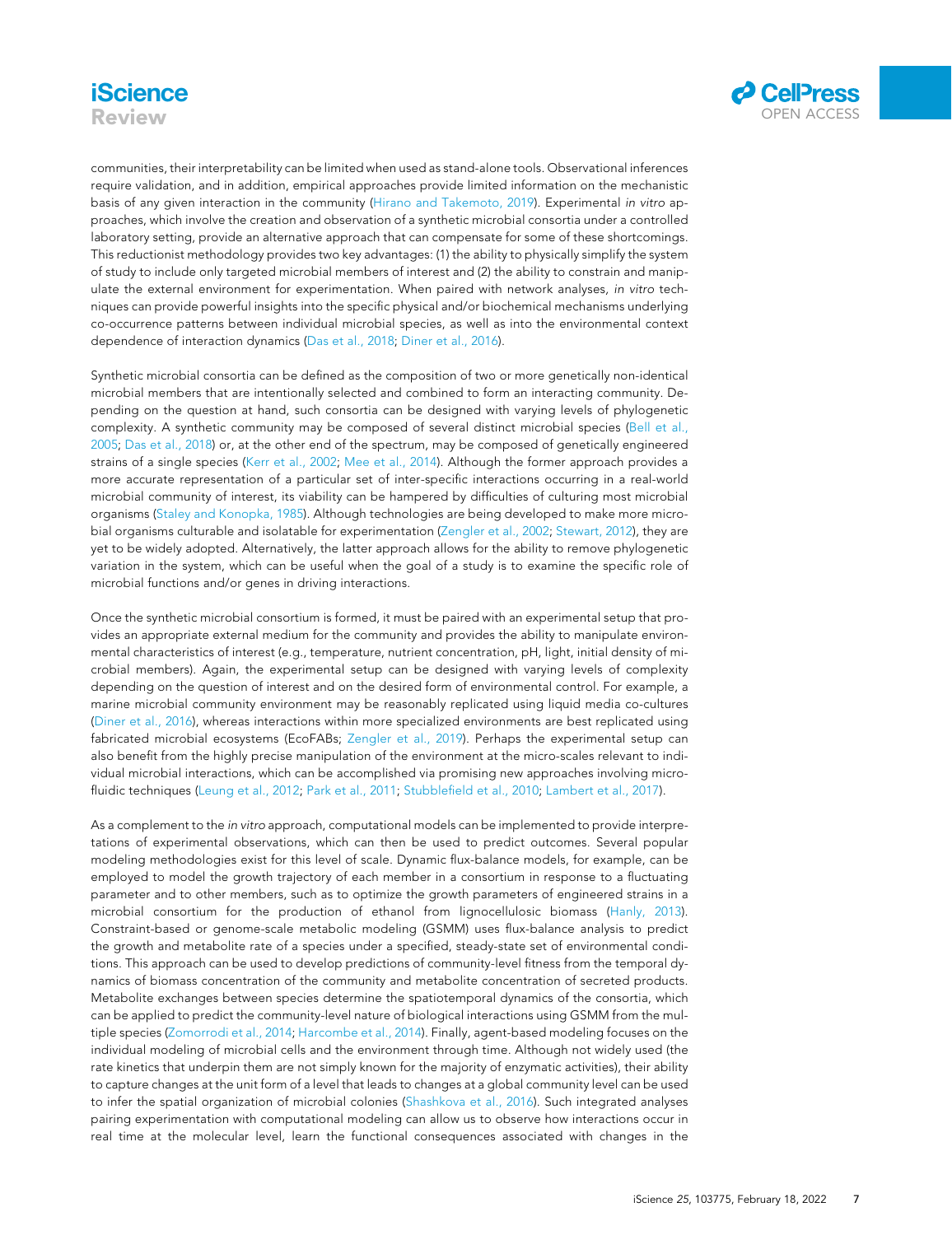communities, their interpretability can be limited when used as stand-alone tools. Observational inferences require validation, and in addition, empirical approaches provide limited information on the mechanistic basis of any given interaction in the community (Hirano and Takemoto, 2019). Experimental *in vitro* approaches, which involve the creation and observation of a synthetic microbial consortia under a controlled laboratory setting, provide an alternative approach that can compensate for some of these shortcomings. This reductionist methodology provides two key advantages: (1) the ability to physically simplify the system of study to include only targeted microbial members of interest and (2) the ability to constrain and manipulate the external environment for experimentation. When paired with network analyses, *in vitro* techniques can provide powerful insights into the specific physical and/or biochemical mechanisms underlying co-occurrence patterns between individual microbial species, as well as into the environmental context dependence of interaction dynamics (Das et al., 2018; Diner et al., 2016).

Synthetic microbial consortia can be defined as the composition of two or more genetically non-identical microbial members that are intentionally selected and combined to form an interacting community. Depending on the question at hand, such consortia can be designed with varying levels of phylogenetic complexity. A synthetic community may be composed of several distinct microbial species (Bell et al., 2005; Das et al., 2018) or, at the other end of the spectrum, may be composed of genetically engineered strains of a single species (Kerr et al., 2002; Mee et al., 2014). Although the former approach provides a more accurate representation of a particular set of inter-specific interactions occurring in a real-world microbial community of interest, its viability can be hampered by difficulties of culturing most microbial organisms (Staley and Konopka, 1985). Although technologies are being developed to make more microbial organisms culturable and isolatable for experimentation (Zengler et al., 2002; Stewart, 2012), they are yet to be widely adopted. Alternatively, the latter approach allows for the ability to remove phylogenetic variation in the system, which can be useful when the goal of a study is to examine the specific role of microbial functions and/or genes in driving interactions.

Once the synthetic microbial consortium is formed, it must be paired with an experimental setup that provides an appropriate external medium for the community and provides the ability to manipulate environmental characteristics of interest (e.g., temperature, nutrient concentration, pH, light, initial density of microbial members). Again, the experimental setup can be designed with varying levels of complexity depending on the question of interest and on the desired form of environmental control. For example, a marine microbial community environment may be reasonably replicated using liquid media co-cultures (Diner et al., 2016), whereas interactions within more specialized environments are best replicated using fabricated microbial ecosystems (EcoFABs; Zengler et al., 2019). Perhaps the experimental setup can also benefit from the highly precise manipulation of the environment at the micro-scales relevant to individual microbial interactions, which can be accomplished via promising new approaches involving microfluidic techniques (Leung et al., 2012; Park et al., 2011; Stubblefield et al., 2010; Lambert et al., 2017).

As a complement to the *in vitro* approach, computational models can be implemented to provide interpretations of experimental observations, which can then be used to predict outcomes. Several popular modeling methodologies exist for this level of scale. Dynamic flux-balance models, for example, can be employed to model the growth trajectory of each member in a consortium in response to a fluctuating parameter and to other members, such as to optimize the growth parameters of engineered strains in a microbial consortium for the production of ethanol from lignocellulosic biomass (Hanly, 2013). Constraint-based or genome-scale metabolic modeling (GSMM) uses flux-balance analysis to predict the growth and metabolite rate of a species under a specified, steady-state set of environmental conditions. This approach can be used to develop predictions of community-level fitness from the temporal dynamics of biomass concentration of the community and metabolite concentration of secreted products. Metabolite exchanges between species determine the spatiotemporal dynamics of the consortia, which can be applied to predict the community-level nature of biological interactions using GSMM from the multiple species (Zomorrodi et al., 2014; Harcombe et al., 2014). Finally, agent-based modeling focuses on the individual modeling of microbial cells and the environment through time. Although not widely used (the rate kinetics that underpin them are not simply known for the majority of enzymatic activities), their ability to capture changes at the unit form of a level that leads to changes at a global community level can be used to infer the spatial organization of microbial colonies (Shashkova et al., 2016). Such integrated analyses pairing experimentation with computational modeling can allow us to observe how interactions occur in real time at the molecular level, learn the functional consequences associated with changes in the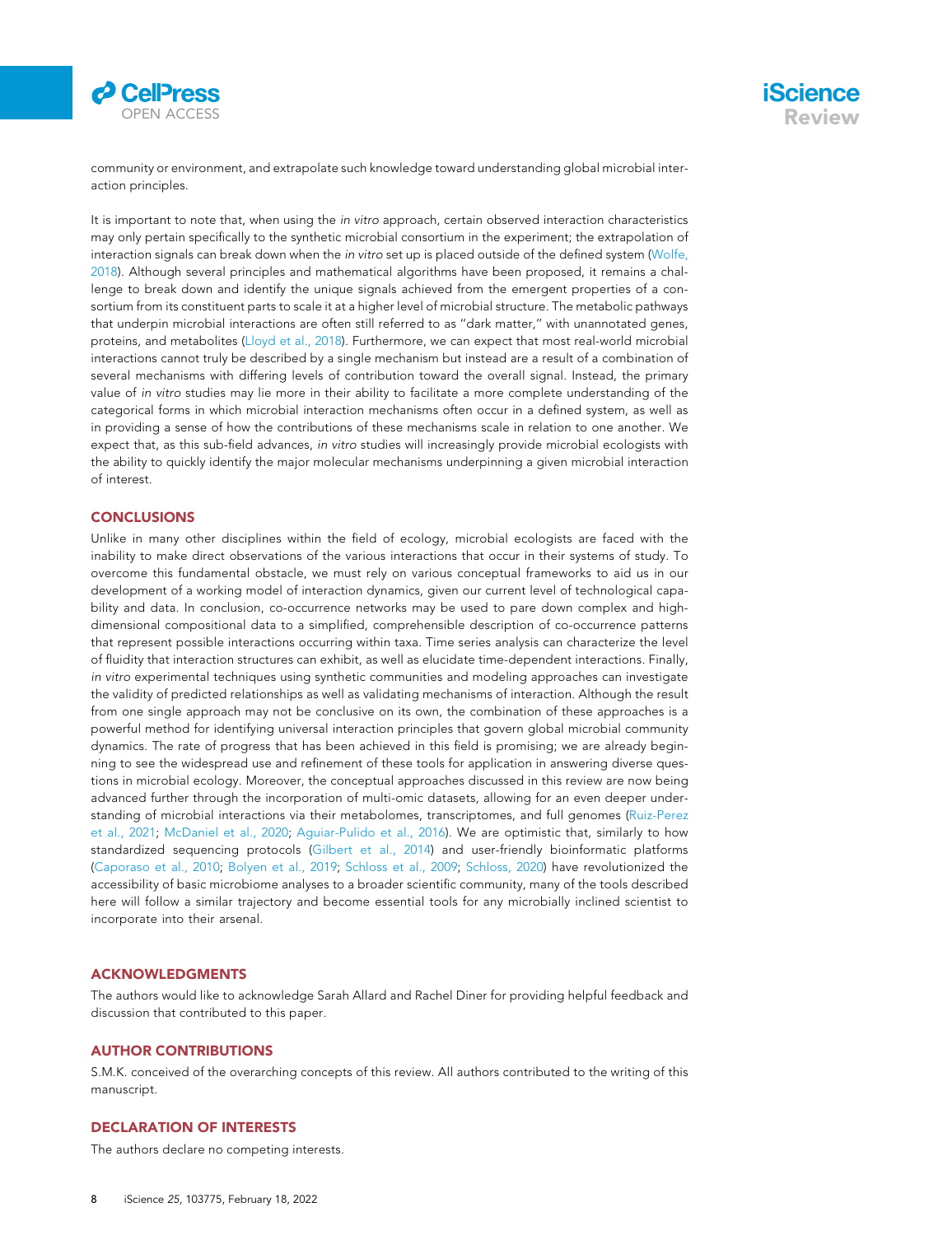community or environment, and extrapolate such knowledge toward understanding global microbial interaction principles.

It is important to note that, when using the *in vitro* approach, certain observed interaction characteristics may only pertain specifically to the synthetic microbial consortium in the experiment; the extrapolation of interaction signals can break down when the *in vitro* set up is placed outside of the defined system (Wolfe, 2018). Although several principles and mathematical algorithms have been proposed, it remains a challenge to break down and identify the unique signals achieved from the emergent properties of a consortium from its constituent parts to scale it at a higher level of microbial structure. The metabolic pathways that underpin microbial interactions are often still referred to as "dark matter," with unannotated genes, proteins, and metabolites (Lloyd et al., 2018). Furthermore, we can expect that most real-world microbial interactions cannot truly be described by a single mechanism but instead are a result of a combination of several mechanisms with differing levels of contribution toward the overall signal. Instead, the primary value of *in vitro* studies may lie more in their ability to facilitate a more complete understanding of the categorical forms in which microbial interaction mechanisms often occur in a defined system, as well as in providing a sense of how the contributions of these mechanisms scale in relation to one another. We expect that, as this sub-field advances, *in vitro* studies will increasingly provide microbial ecologists with the ability to quickly identify the major molecular mechanisms underpinning a given microbial interaction of interest.

## CONCLUSIONS

Unlike in many other disciplines within the field of ecology, microbial ecologists are faced with the inability to make direct observations of the various interactions that occur in their systems of study. To overcome this fundamental obstacle, we must rely on various conceptual frameworks to aid us in our development of a working model of interaction dynamics, given our current level of technological capability and data. In conclusion, co-occurrence networks may be used to pare down complex and high-dimensional compositional data to a simplified, comprehensible description of co-occurrence patterns that represent possible interactions occurring within taxa. Time series analysis can characterize the level of fluidity that interaction structures can exhibit, as well as elucidate time-dependent interactions. Finally, *in vitro* experimental techniques using synthetic communities and modeling approaches can investigate the validity of predicted relationships as well as validating mechanisms of interaction. Although the result from one single approach may not be conclusive on its own, the combination of these approaches is a powerful method for identifying universal interaction principles that govern global microbial community dynamics. The rate of progress that has been achieved in this field is promising; we are already beginning to see the widespread use and refinement of these tools for application in answering diverse questions in microbial ecology. Moreover, the conceptual approaches discussed in this review are now being advanced further through the incorporation of multi-omic datasets, allowing for an even deeper understanding of microbial interactions via their metabolomes, transcriptomes, and full genomes (Ruiz-Perez et al., 2021; McDaniel et al., 2020; Aguiar-Pulido et al., 2016). We are optimistic that, similarly to how standardized sequencing protocols (Gilbert et al., 2014) and user-friendly bioinformatic platforms (Caporaso et al., 2010; Bolyen et al., 2019; Schloss et al., 2009; Schloss, 2020) have revolutionized the accessibility of basic microbiome analyses to a broader scientific community, many of the tools described here will follow a similar trajectory and become essential tools for any microbially inclined scientist to incorporate into their arsenal.

## ACKNOWLEDGMENTS

The authors would like to acknowledge Sarah Allard and Rachel Diner for providing helpful feedback and discussion that contributed to this paper.

## AUTHOR CONTRIBUTIONS

S.M.K. conceived of the overarching concepts of this review. All authors contributed to the writing of this manuscript.

## DECLARATION OF INTERESTS

The authors declare no competing interests.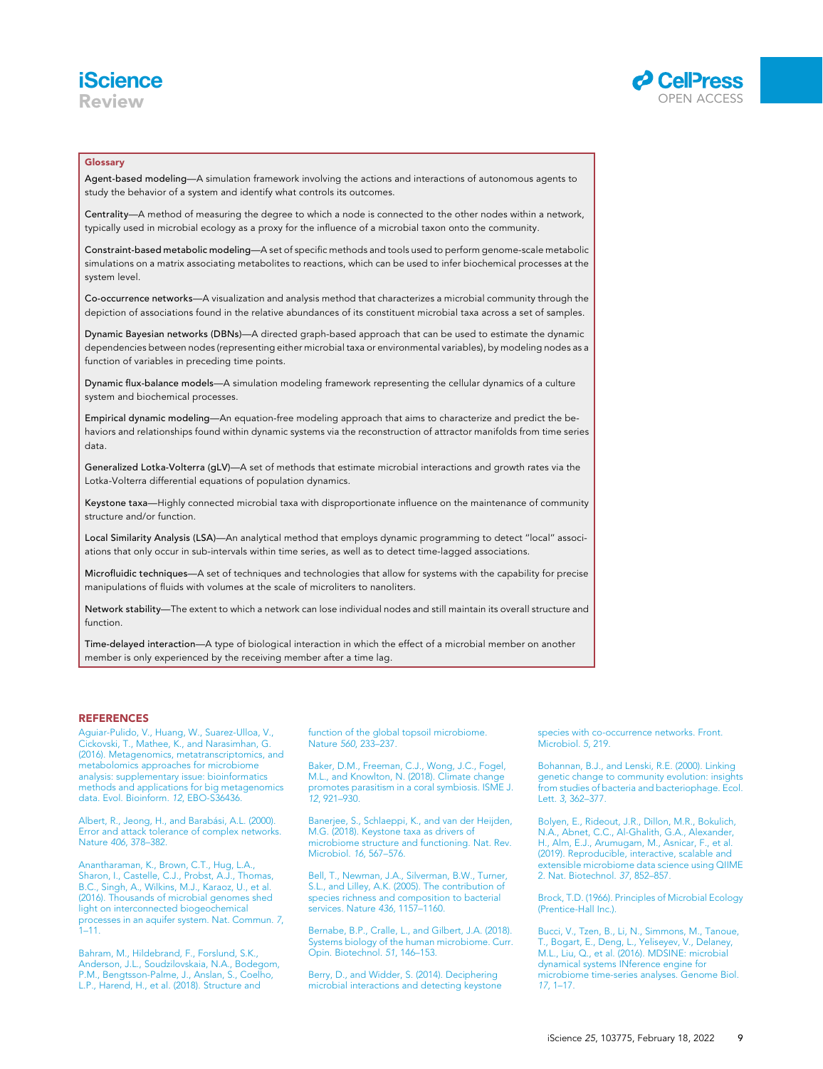## Glossary

**Agent-based modeling**—A simulation framework involving the actions and interactions of autonomous agents to study the behavior of a system and identify what controls its outcomes.

**Centrality**—A method of measuring the degree to which a node is connected to the other nodes within a network, typically used in microbial ecology as a proxy for the influence of a microbial taxon onto the community.

**Constraint-based metabolic modeling**—A set of specific methods and tools used to perform genome-scale metabolic simulations on a matrix associating metabolites to reactions, which can be used to infer biochemical processes at the system level.

**Co-occurrence networks**—A visualization and analysis method that characterizes a microbial community through the depiction of associations found in the relative abundances of its constituent microbial taxa across a set of samples.

**Dynamic Bayesian networks (DBNs)**—A directed graph-based approach that can be used to estimate the dynamic dependencies between nodes (representing either microbial taxa or environmental variables), by modeling nodes as a function of variables in preceding time points.

**Dynamic flux-balance models**—A simulation modeling framework representing the cellular dynamics of a culture system and biochemical processes.

**Empirical dynamic modeling**—An equation-free modeling approach that aims to characterize and predict the behaviors and relationships found within dynamic systems via the reconstruction of attractor manifolds from time series data.

**Generalized Lotka-Volterra (gLV)**—A set of methods that estimate microbial interactions and growth rates via the Lotka-Volterra differential equations of population dynamics.

**Keystone taxa**—Highly connected microbial taxa with disproportionate influence on the maintenance of community structure and/or function.

**Local Similarity Analysis (LSA)**—An analytical method that employs dynamic programming to detect "local" associations that only occur in sub-intervals within time series, as well as to detect time-lagged associations.

**Microfluidic techniques**—A set of techniques and technologies that allow for systems with the capability for precise manipulations of fluids with volumes at the scale of microliters to nanoliters.

**Network stability**—The extent to which a network can lose individual nodes and still maintain its overall structure and function.

**Time-delayed interaction**—A type of biological interaction in which the effect of a microbial member on another member is only experienced by the receiving member after a time lag.

## REFERENCES

Aguiar-Pulido, V., Huang, W., Suarez-Ulloa, V., Cickovski, T., Mathee, K., and Narasimhan, G. (2016). Metagenomics, metatranscriptomics, and metabolomics approaches for microbiome analysis: supplementary issue: bioinformatics methods and applications for big metagenomics data. Evol. Bioinform. *12*, EBO-S36436.

Albert, R., Jeong, H., and Barabási, A.L. (2000). Error and attack tolerance of complex networks. Nature *406*, 378–382.

Anantharaman, K., Brown, C.T., Hug, L.A., Sharon, I., Castelle, C.J., Probst, A.J., Thomas, B.C., Singh, A., Wilkins, M.J., Karaoz, U., et al. (2016). Thousands of microbial genomes shed light on interconnected biogeochemical processes in an aquifer system. Nat. Commun. *7*, 1–11.

Bahram, M., Hildebrand, F., Forslund, S.K., Anderson, J.L., Soudzilovskaia, N.A., Bodegom, P.M., Bengtsson-Palme, J., Anslan, S., Coelho, L.P., Harend, H., et al. (2018). Structure and function of the global topsoil microbiome. Nature *560*, 233–237.

Baker, D.M., Freeman, C.J., Wong, J.C., Fogel, M.L., and Knowlton, N. (2018). Climate change promotes parasitism in a coral symbiosis. ISME J. *12*, 921–930.

Banerjee, S., Schlaeppi, K., and van der Heijden, M.G. (2018). Keystone taxa as drivers of microbiome structure and functioning. Nat. Rev. Microbiol. *16*, 567–576.

Bell, T., Newman, J.A., Silverman, B.W., Turner, S.L., and Lilley, A.K. (2005). The contribution of species richness and composition to bacterial services. Nature *436*, 1157–1160.

Bernabe, B.P., Cralle, L., and Gilbert, J.A. (2018). Systems biology of the human microbiome. Curr. Opin. Biotechnol. *51*, 146–153.

Berry, D., and Widder, S. (2014). Deciphering microbial interactions and detecting keystone species with co-occurrence networks. Front. Microbiol. *5*, 219.

Bohannan, B.J., and Lenski, R.E. (2000). Linking genetic change to community evolution: insights from studies of bacteria and bacteriophage. Ecol. Lett. *3*, 362–377.

Bolyen, E., Rideout, J.R., Dillon, M.R., Bokulich, N.A., Abnet, C.C., Al-Ghalith, G.A., Alexander, H., Alm, E.J., Arumugam, M., Asnicar, F., et al. (2019). Reproducible, interactive, scalable and extensible microbiome data science using QIIME 2. Nat. Biotechnol. *37*, 852–857.

Brock, T.D. (1966). Principles of Microbial Ecology (Prentice-Hall Inc.).

Bucci, V., Tzen, B., Li, N., Simmons, M., Tanoue, T., Bogart, E., Deng, L., Yeliseyev, V., Delaney, M.L., Liu, Q., et al. (2016). MDSINE: microbial dynamical systems INference engine for microbiome time-series analyses. Genome Biol. *17*, 1–17.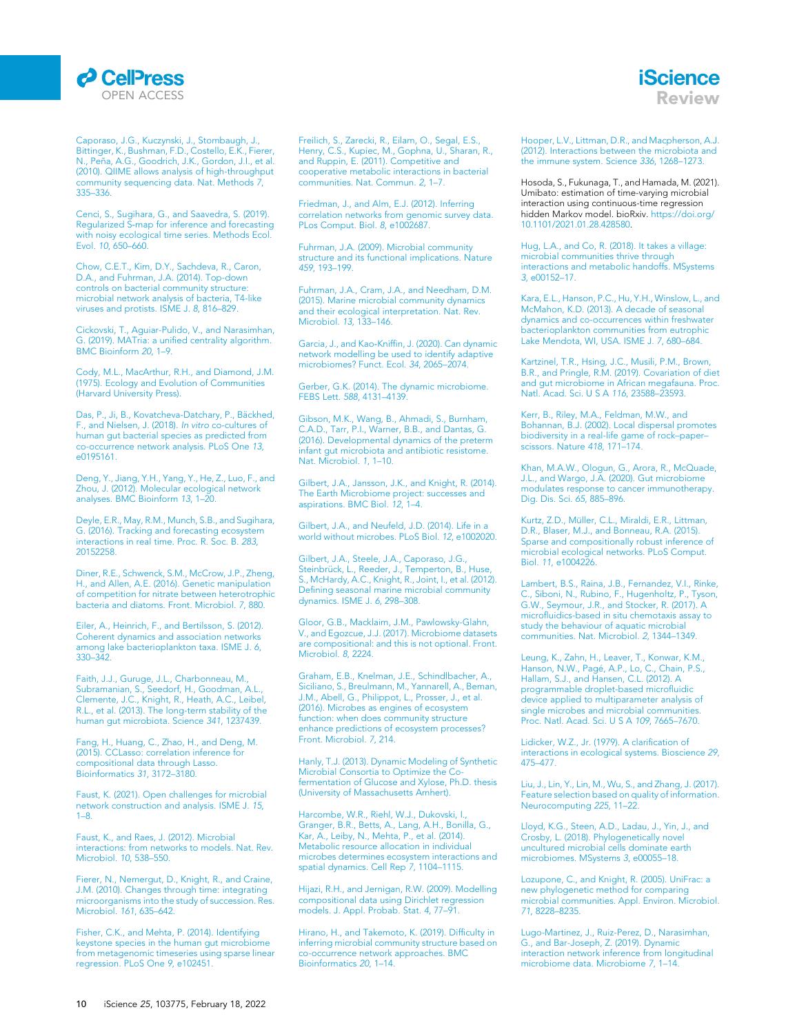Caporaso, J.G., Kuczynski, J., Stombaugh, J., Bittinger, K., Bushman, F.D., Costello, E.K., Fierer, N., Peña, A.G., Goodrich, J.K., Gordon, J.I., et al. (2010). QIIME allows analysis of high-throughput community sequencing data. Nat. Methods *7*, 335–336.

Cenci, S., Sugihara, G., and Saavedra, S. (2019). Regularized S-map for inference and forecasting with noisy ecological time series. Methods Ecol. Evol. *10*, 650–660.

Chow, C.E.T., Kim, D.Y., Sachdeva, R., Caron, D.A., and Fuhrman, J.A. (2014). Top-down controls on bacterial community structure: microbial network analysis of bacteria, T4-like viruses and protists. ISME J. *8*, 816–829.

Cickovski, T., Aguiar-Pulido, V., and Narasimhan, G. (2019). MATria: a unified centrality algorithm. BMC Bioinform *20*, 1–9.

Cody, M.L., MacArthur, R.H., and Diamond, J.M. (1975). Ecology and Evolution of Communities (Harvard University Press).

Das, P., Ji, B., Kovatcheva-Datchary, P., Bäckhed, F., and Nielsen, J. (2018). *In vitro* co-cultures of human gut bacterial species as predicted from co-occurrence network analysis. PLoS One *13*, e0195161.

Deng, Y., Jiang, Y.H., Yang, Y., He, Z., Luo, F., and Zhou, J. (2012). Molecular ecological network analyses. BMC Bioinform *13*, 1–20.

Deyle, E.R., May, R.M., Munch, S.B., and Sugihara, G. (2016). Tracking and forecasting ecosystem interactions in real time. Proc. R. Soc. B. *283*, 20152258.

Diner, R.E., Schwenck, S.M., McCrow, J.P., Zheng, H., and Allen, A.E. (2016). Genetic manipulation of competition for nitrate between heterotrophic bacteria and diatoms. Front. Microbiol. *7*, 880.

Eiler, A., Heinrich, F., and Bertilsson, S. (2012). Coherent dynamics and association networks among lake bacterioplankton taxa. ISME J. *6*, 330–342.

Faith, J.J., Guruge, J.L., Charbonneau, M., Subramanian, S., Seedorf, H., Goodman, A.L., Clemente, J.C., Knight, R., Heath, A.C., Leibel, R.L., et al. (2013). The long-term stability of the human gut microbiota. Science *341*, 1237439.

Fang, H., Huang, C., Zhao, H., and Deng, M. (2015). CCLasso: correlation inference for compositional data through Lasso. Bioinformatics *31*, 3172–3180.

Faust, K. (2021). Open challenges for microbial network construction and analysis. ISME J. *15*, 1–8.

Faust, K., and Raes, J. (2012). Microbial interactions: from networks to models. Nat. Rev. Microbiol. *10*, 538–550.

Fierer, N., Nemergut, D., Knight, R., and Craine, J.M. (2010). Changes through time: integrating microorganisms into the study of succession. Res. Microbiol. *161*, 635–642.

Fisher, C.K., and Mehta, P. (2014). Identifying keystone species in the human gut microbiome from metagenomic timeseries using sparse linear regression. PLoS One *9*, e102451.

Freilich, S., Zarecki, R., Eilam, O., Segal, E.S., Henry, C.S., Kupiec, M., Gophna, U., Sharan, R., and Ruppin, E. (2011). Competitive and cooperative metabolic interactions in bacterial communities. Nat. Commun. *2*, 1–7.

Friedman, J., and Alm, E.J. (2012). Inferring correlation networks from genomic survey data. PLos Comput. Biol. *8*, e1002687.

Fuhrman, J.A. (2009). Microbial community structure and its functional implications. Nature *459*, 193–199.

Fuhrman, J.A., Cram, J.A., and Needham, D.M. (2015). Marine microbial community dynamics and their ecological interpretation. Nat. Rev. Microbiol. *13*, 133–146.

Garcia, J., and Kao-Kniffin, J. (2020). Can dynamic network modelling be used to identify adaptive microbiomes? Funct. Ecol. *34*, 2065–2074.

Gerber, G.K. (2014). The dynamic microbiome. FEBS Lett. *588*, 4131–4139.

Gibson, M.K., Wang, B., Ahmadi, S., Burnham, C.A.D., Tarr, P.I., Warner, B.B., and Dantas, G. (2016). Developmental dynamics of the preterm infant gut microbiota and antibiotic resistome. Nat. Microbiol. *1*, 1–10.

Gilbert, J.A., Jansson, J.K., and Knight, R. (2014). The Earth Microbiome project: successes and aspirations. BMC Biol. *12*, 1–4.

Gilbert, J.A., and Neufeld, J.D. (2014). Life in a world without microbes. PLoS Biol. *12*, e1002020.

Gilbert, J.A., Steele, J.A., Caporaso, J.G., Steinbrück, L., Reeder, J., Temperton, B., Huse, S., McHardy, A.C., Knight, R., Joint, I., et al. (2012). Defining seasonal marine microbial community dynamics. ISME J. *6*, 298–308.

Gloor, G.B., Macklaim, J.M., Pawlowsky-Glahn, V., and Egozcue, J.J. (2017). Microbiome datasets are compositional: and this is not optional. Front. Microbiol. *8*, 2224.

Graham, E.B., Knelman, J.E., Schindlbacher, A., Siciliano, S., Breulmann, M., Yannarell, A., Beman, J.M., Abell, G., Philippot, L., Prosser, J., et al. (2016). Microbes as engines of ecosystem function: when does community structure enhance predictions of ecosystem processes? Front. Microbiol. *7*, 214.

Hanly, T.J. (2013). Dynamic Modeling of Synthetic Microbial Consortia to Optimize the Co-fermentation of Glucose and Xylose, Ph.D. thesis (University of Massachusetts Amherst).

Harcombe, W.R., Riehl, W.J., Dukovski, I., Granger, B.R., Betts, A., Lang, A.H., Bonilla, G., Kar, A., Leiby, N., Mehta, P., et al. (2014). Metabolic resource allocation in individual microbes determines ecosystem interactions and spatial dynamics. Cell Rep *7*, 1104–1115.

Hijazi, R.H., and Jernigan, R.W. (2009). Modelling compositional data using Dirichlet regression models. J. Appl. Probab. Stat. *4*, 77–91.

Hirano, H., and Takemoto, K. (2019). Difficulty in inferring microbial community structure based on co-occurrence network approaches. BMC Bioinformatics *20*, 1–14.

Hooper, L.V., Littman, D.R., and Macpherson, A.J. (2012). Interactions between the microbiota and the immune system. Science *336*, 1268–1273.

Hosoda, S., Fukunaga, T., and Hamada, M. (2021). Umibato: estimation of time-varying microbial interaction using continuous-time regression hidden Markov model. bioRxiv. https://doi.org/10.1101/2021.01.28.428580.

Hug, L.A., and Co, R. (2018). It takes a village: microbial communities thrive through interactions and metabolic handoffs. MSystems *3*, e00152–17.

Kara, E.L., Hanson, P.C., Hu, Y.H., Winslow, L., and McMahon, K.D. (2013). A decade of seasonal dynamics and co-occurrences within freshwater bacterioplankton communities from eutrophic Lake Mendota, WI, USA. ISME J. *7*, 680–684.

Kartzinel, T.R., Hsing, J.C., Musili, P.M., Brown, B.R., and Pringle, R.M. (2019). Covariation of diet and gut microbiome in African megafauna. Proc. Natl. Acad. Sci. U S A *116*, 23588–23593.

Kerr, B., Riley, M.A., Feldman, M.W., and Bohannan, B.J. (2002). Local dispersal promotes biodiversity in a real-life game of rock–paper–scissors. Nature *418*, 171–174.

Khan, M.A.W., Ologun, G., Arora, R., McQuade, J.L., and Wargo, J.A. (2020). Gut microbiome modulates response to cancer immunotherapy. Dig. Dis. Sci. *65*, 885–896.

Kurtz, Z.D., Müller, C.L., Miraldi, E.R., Littman, D.R., Blaser, M.J., and Bonneau, R.A. (2015). Sparse and compositionally robust inference of microbial ecological networks. PLoS Comput. Biol. *11*, e1004226.

Lambert, B.S., Raina, J.B., Fernandez, V.I., Rinke, C., Siboni, N., Rubino, F., Hugenholtz, P., Tyson, G.W., Seymour, J.R., and Stocker, R. (2017). A microfluidics-based in situ chemotaxis assay to study the behaviour of aquatic microbial communities. Nat. Microbiol. *2*, 1344–1349.

Leung, K., Zahn, H., Leaver, T., Konwar, K.M., Hanson, N.W., Pagé, A.P., Lo, C., Chain, P.S., Hallam, S.J., and Hansen, C.L. (2012). A programmable droplet-based microfluidic device applied to multiparameter analysis of single microbes and microbial communities. Proc. Natl. Acad. Sci. U S A *109*, 7665–7670.

Lidicker, W.Z., Jr. (1979). A clarification of interactions in ecological systems. Bioscience *29*, 475–477.

Liu, J., Lin, Y., Lin, M., Wu, S., and Zhang, J. (2017). Feature selection based on quality of information. Neurocomputing *225*, 11–22.

Lloyd, K.G., Steen, A.D., Ladau, J., Yin, J., and Crosby, L. (2018). Phylogenetically novel uncultured microbial cells dominate earth microbiomes. MSystems *3*, e00055–18.

Lozupone, C., and Knight, R. (2005). UniFrac: a new phylogenetic method for comparing microbial communities. Appl. Environ. Microbiol. *71*, 8228–8235.

Lugo-Martinez, J., Ruiz-Perez, D., Narasimhan, G., and Bar-Joseph, Z. (2019). Dynamic interaction network inference from longitudinal microbiome data. Microbiome *7*, 1–14.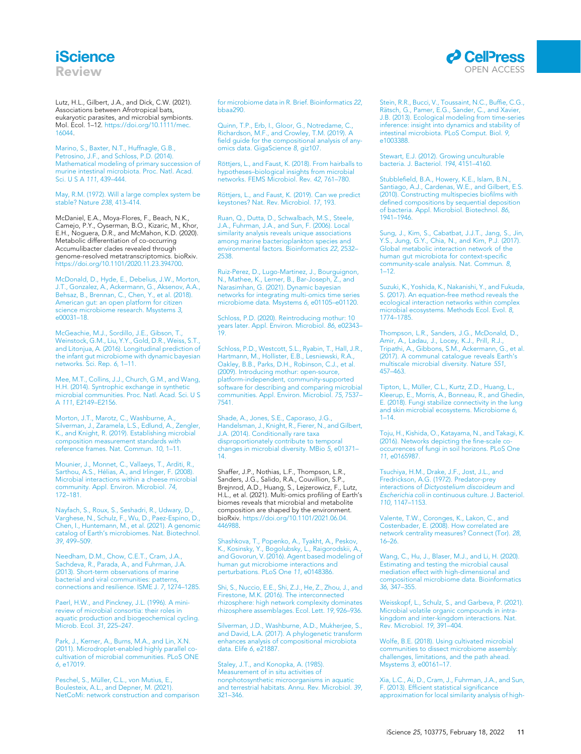Lutz, H.L., Gilbert, J.A., and Dick, C.W. (2021). Associations between Afrotropical bats, eukaryotic parasites, and microbial symbionts. Mol. Ecol. 1–12. https://doi.org/10.1111/mec.16044.

Marino, S., Baxter, N.T., Huffnagle, G.B., Petrosino, J.F., and Schloss, P.D. (2014). Mathematical modeling of primary succession of murine intestinal microbiota. Proc. Natl. Acad. Sci. U S A *111*, 439–444.

May, R.M. (1972). Will a large complex system be stable? Nature *238*, 413–414.

McDaniel, E.A., Moya-Flores, F., Beach, N.K., Camejo, P.Y., Oyserman, B.O., Kizaric, M., Khor, E.H., Noguera, D.R., and McMahon, K.D. (2020). Metabolic differentiation of co-occurring Accumulibacter clades revealed through genome-resolved metatranscriptomics. bioRxiv. https://doi.org/10.1101/2020.11.23.394700.

McDonald, D., Hyde, E., Debelius, J.W., Morton, J.T., Gonzalez, A., Ackermann, G., Aksenov, A.A., Behsaz, B., Brennan, C., Chen, Y., et al. (2018). American gut: an open platform for citizen science microbiome research. Msystems *3*, e00031–18.

McGeachie, M.J., Sordillo, J.E., Gibson, T., Weinstock, G.M., Liu, Y.Y., Gold, D.R., Weiss, S.T., and Litonjua, A. (2016). Longitudinal prediction of the infant gut microbiome with dynamic bayesian networks. Sci. Rep. *6*, 1–11.

Mee, M.T., Collins, J.J., Church, G.M., and Wang, H.H. (2014). Syntrophic exchange in synthetic microbial communities. Proc. Natl. Acad. Sci. U S A *111*, E2149–E2156.

Morton, J.T., Marotz, C., Washburne, A., Silverman, J., Zaramela, L.S., Edlund, A., Zengler, K., and Knight, R. (2019). Establishing microbial composition measurement standards with reference frames. Nat. Commun. *10*, 1–11.

Mounier, J., Monnet, C., Vallaeys, T., Arditi, R., Sarthou, A.S., Hélias, A., and Irlinger, F. (2008). Microbial interactions within a cheese microbial community. Appl. Environ. Microbiol. *74*, 172–181.

Nayfach, S., Roux, S., Seshadri, R., Udwary, D., Varghese, N., Schulz, F., Wu, D., Paez-Espino, D., Chen, I., Huntemann, M., et al. (2021). A genomic catalog of Earth's microbiomes. Nat. Biotechnol. *39*, 499–509.

Needham, D.M., Chow, C.E.T., Cram, J.A., Sachdeva, R., Parada, A., and Fuhrman, J.A. (2013). Short-term observations of marine bacterial and viral communities: patterns, connections and resilience. ISME J. *7*, 1274–1285.

Paerl, H.W., and Pinckney, J.L. (1996). A mini-review of microbial consortia: their roles in aquatic production and biogeochemical cycling. Microb. Ecol. *31*, 225–247.

Park, J., Kerner, A., Burns, M.A., and Lin, X.N. (2011). Microdroplet-enabled highly parallel co-cultivation of microbial communities. PLoS ONE *6*, e17019.

Peschel, S., Müller, C.L., von Mutius, E., Boulesteix, A.L., and Depner, M. (2021). NetCoMi: network construction and comparison for microbiome data in R. Brief. Bioinformatics *22*, bbaa290.

Quinn, T.P., Erb, I., Gloor, G., Notredame, C., Richardson, M.F., and Crowley, T.M. (2019). A field guide for the compositional analysis of any-omics data. GigaScience *8*, giz107.

Röttjers, L., and Faust, K. (2018). From hairballs to hypotheses–biological insights from microbial networks. FEMS Microbiol. Rev. *42*, 761–780.

Röttjers, L., and Faust, K. (2019). Can we predict keystones? Nat. Rev. Microbiol. *17*, 193.

Ruan, Q., Dutta, D., Schwalbach, M.S., Steele, J.A., Fuhrman, J.A., and Sun, F. (2006). Local similarity analysis reveals unique associations among marine bacterioplankton species and environmental factors. Bioinformatics *22*, 2532–2538.

Ruiz-Perez, D., Lugo-Martinez, J., Bourguignon, N., Mathee, K., Lerner, B., Bar-Joseph, Z., and Narasimhan, G. (2021). Dynamic bayesian networks for integrating multi-omics time series microbiome data. Msystems *6*, e01105–e01120.

Schloss, P.D. (2020). Reintroducing mothur: 10 years later. Appl. Environ. Microbiol. *86*, e02343–19.

Schloss, P.D., Westcott, S.L., Ryabin, T., Hall, J.R., Hartmann, M., Hollister, E.B., Lesniewski, R.A., Oakley, B.B., Parks, D.H., Robinson, C.J., et al. (2009). Introducing mothur: open-source, platform-independent, community-supported software for describing and comparing microbial communities. Appl. Environ. Microbiol. *75*, 7537–7541.

Shade, A., Jones, S.E., Caporaso, J.G., Handelsman, J., Knight, R., Fierer, N., and Gilbert, J.A. (2014). Conditionally rare taxa disproportionately contribute to temporal changes in microbial diversity. MBio *5*, e01371–14.

Shaffer, J.P., Nothias, L.F., Thompson, L.R., Sanders, J.G., Salido, R.A., Couvillion, S.P., Brejnrod, A.D., Huang, S., Lejzerowicz, F., Lutz, H.L., et al. (2021). Multi-omics profiling of Earth's biomes reveals that microbial and metabolite composition are shaped by the environment. bioRxiv. https://doi.org/10.1101/2021.06.04.446988.

Shashkova, T., Popenko, A., Tyakht, A., Peskov, K., Kosinsky, Y., Bogolubsky, L., Raigorodskii, A., and Govorun, V. (2016). Agent based modeling of human gut microbiome interactions and perturbations. PLoS One *11*, e0148386.

Shi, S., Nuccio, E.E., Shi, Z.J., He, Z., Zhou, J., and Firestone, M.K. (2016). The interconnected rhizosphere: high network complexity dominates rhizosphere assemblages. Ecol. Lett. *19*, 926–936.

Silverman, J.D., Washburne, A.D., Mukherjee, S., and David, L.A. (2017). A phylogenetic transform enhances analysis of compositional microbiota data. Elife *6*, e21887.

Staley, J.T., and Konopka, A. (1985). Measurement of in situ activities of nonphotosynthetic microorganisms in aquatic and terrestrial habitats. Annu. Rev. Microbiol. *39*, 321–346.

Stein, R.R., Bucci, V., Toussaint, N.C., Buffie, C.G., Rätsch, G., Pamer, E.G., Sander, C., and Xavier, J.B. (2013). Ecological modeling from time-series inference: insight into dynamics and stability of intestinal microbiota. PLoS Comput. Biol. *9*, e1003388.

Stewart, E.J. (2012). Growing unculturable bacteria. J. Bacteriol. *194*, 4151–4160.

Stubblefield, B.A., Howery, K.E., Islam, B.N., Santiago, A.J., Cardenas, W.E., and Gilbert, E.S. (2010). Constructing multispecies biofilms with defined compositions by sequential deposition of bacteria. Appl. Microbiol. Biotechnol. *86*, 1941–1946.

Sung, J., Kim, S., Cabatbat, J.J.T., Jang, S., Jin, Y.S., Jung, G.Y., Chia, N., and Kim, P.J. (2017). Global metabolic interaction network of the human gut microbiota for context-specific community-scale analysis. Nat. Commun. *8*, 1–12.

Suzuki, K., Yoshida, K., Nakanishi, Y., and Fukuda, S. (2017). An equation-free method reveals the ecological interaction networks within complex microbial ecosystems. Methods Ecol. Evol. *8*, 1774–1785.

Thompson, L.R., Sanders, J.G., McDonald, D., Amir, A., Ladau, J., Locey, K.J., Prill, R.J., Tripathi, A., Gibbons, S.M., Ackermann, G., et al. (2017). A communal catalogue reveals Earth's multiscale microbial diversity. Nature *551*, 457–463.

Tipton, L., Müller, C.L., Kurtz, Z.D., Huang, L., Kleerup, E., Morris, A., Bonneau, R., and Ghedin, E. (2018). Fungi stabilize connectivity in the lung and skin microbial ecosystems. Microbiome *6*, 1–14.

Toju, H., Kishida, O., Katayama, N., and Takagi, K. (2016). Networks depicting the fine-scale co-occurrences of fungi in soil horizons. PLoS One *11*, e0165987.

Tsuchiya, H.M., Drake, J.F., Jost, J.L., and Fredrickson, A.G. (1972). Predator-prey interactions of *Dictyostelium discoideum* and *Escherichia coli* in continuous culture. J. Bacteriol. *110*, 1147–1153.

Valente, T.W., Coronges, K., Lakon, C., and Costenbader, E. (2008). How correlated are network centrality measures? Connect (Tor). *28*, 16–26.

Wang, C., Hu, J., Blaser, M.J., and Li, H. (2020). Estimating and testing the microbial causal mediation effect with high-dimensional and compositional microbiome data. Bioinformatics *36*, 347–355.

Weisskopf, L., Schulz, S., and Garbeva, P. (2021). Microbial volatile organic compounds in intra-kingdom and inter-kingdom interactions. Nat. Rev. Microbiol. *19*, 391–404.

Wolfe, B.E. (2018). Using cultivated microbial communities to dissect microbiome assembly: challenges, limitations, and the path ahead. Msystems *3*, e00161–17.

Xia, L.C., Ai, D., Cram, J., Fuhrman, J.A., and Sun, F. (2013). Efficient statistical significance approximation for local similarity analysis of high-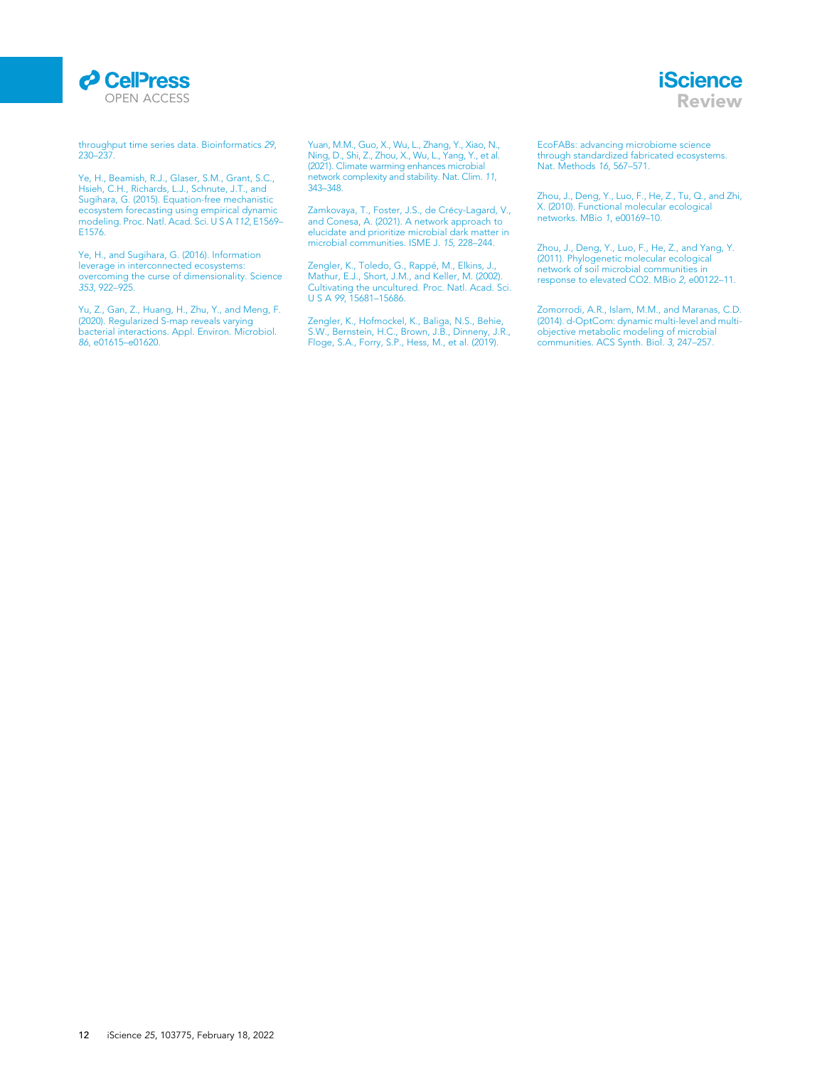throughput time series data. Bioinformatics *29*, 230–237.

Ye, H., Beamish, R.J., Glaser, S.M., Grant, S.C., Hsieh, C.H., Richards, L.J., Schnute, J.T., and Sugihara, G. (2015). Equation-free mechanistic ecosystem forecasting using empirical dynamic modeling. Proc. Natl. Acad. Sci. U S A *112*, E1569–E1576.

Ye, H., and Sugihara, G. (2016). Information leverage in interconnected ecosystems: overcoming the curse of dimensionality. Science *353*, 922–925.

Yu, Z., Gan, Z., Huang, H., Zhu, Y., and Meng, F. (2020). Regularized S-map reveals varying bacterial interactions. Appl. Environ. Microbiol. *86*, e01615–e01620.

Yuan, M.M., Guo, X., Wu, L., Zhang, Y., Xiao, N., Ning, D., Shi, Z., Zhou, X., Wu, L., Yang, Y., et al. (2021). Climate warming enhances microbial network complexity and stability. Nat. Clim. *11*, 343–348.

Zamkovaya, T., Foster, J.S., de Crécy-Lagard, V., and Conesa, A. (2021). A network approach to elucidate and prioritize microbial dark matter in microbial communities. ISME J. *15*, 228–244.

Zengler, K., Toledo, G., Rappé, M., Elkins, J., Mathur, E.J., Short, J.M., and Keller, M. (2002). Cultivating the uncultured. Proc. Natl. Acad. Sci. U S A *99*, 15681–15686.

Zengler, K., Hofmockel, K., Baliga, N.S., Behie, S.W., Bernstein, H.C., Brown, J.B., Dinneny, J.R., Floge, S.A., Forry, S.P., Hess, M., et al. (2019). EcoFABs: advancing microbiome science through standardized fabricated ecosystems. Nat. Methods *16*, 567–571.

Zhou, J., Deng, Y., Luo, F., He, Z., Tu, Q., and Zhi, X. (2010). Functional molecular ecological networks. MBio *1*, e00169–10.

Zhou, J., Deng, Y., Luo, F., He, Z., and Yang, Y. (2011). Phylogenetic molecular ecological network of soil microbial communities in response to elevated CO2. MBio *2*, e00122–11.

Zomorrodi, A.R., Islam, M.M., and Maranas, C.D. (2014). d-OptCom: dynamic multi-level and multi-objective metabolic modeling of microbial communities. ACS Synth. Biol. *3*, 247–257.